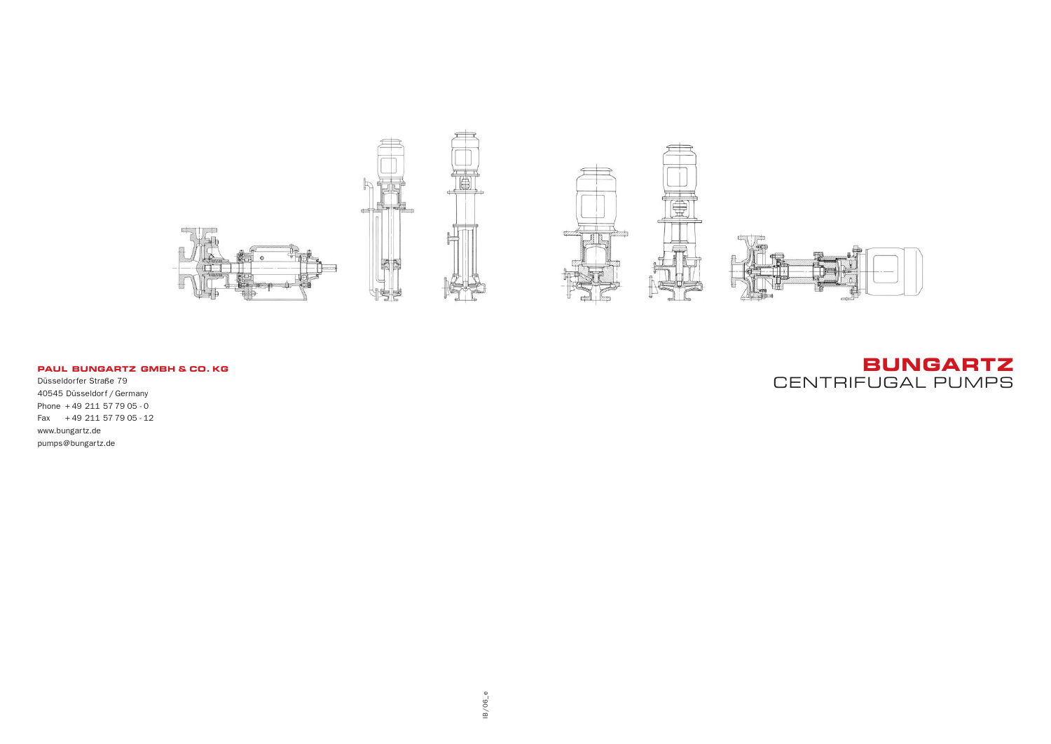**PAUL BUNGARTZ GMBH & CO. KG**

Düsseldorfer Straße 79
40545 Düsseldorf / Germany
Phone + 49 211 57 79 05 - 0
Fax + 49 211 57 79 05 - 12
www.bungartz.de
pumps@bungartz.de

# BUNGARTZ
CENTRIFUGAL PUMPS

IB/06_e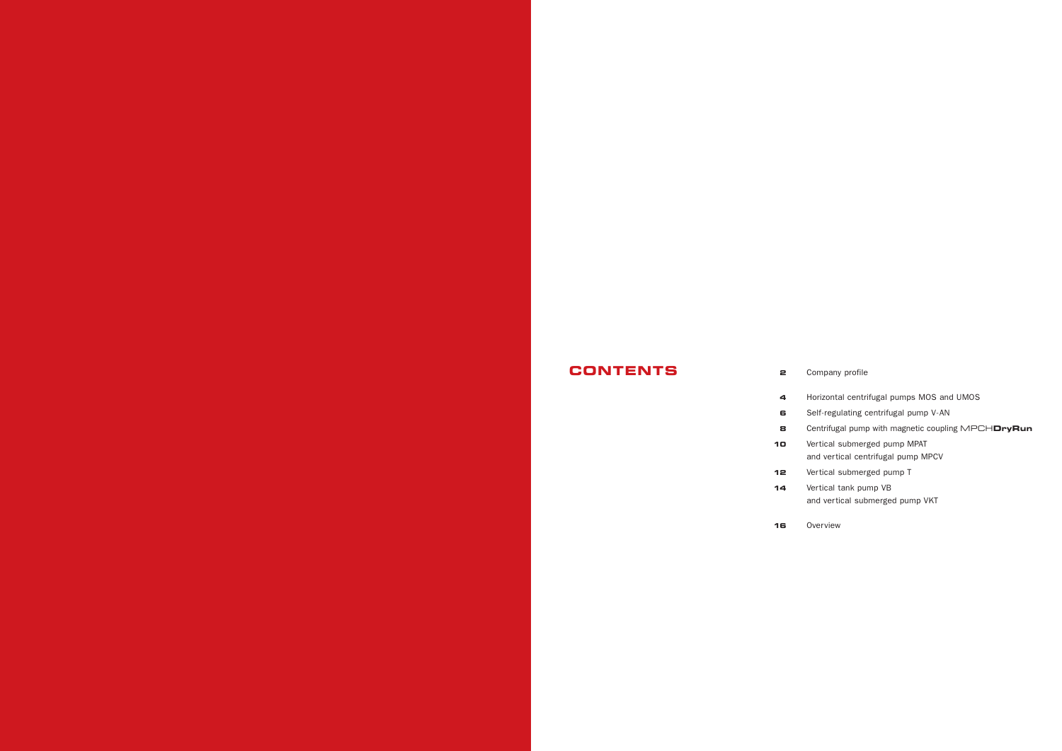# CONTENTS

| | |
|---|---|
| 2 | Company profile |
| 4 | Horizontal centrifugal pumps MOS and UMOS |
| 6 | Self-regulating centrifugal pump V-AN |
| 8 | Centrifugal pump with magnetic coupling MPCH**DryRun** |
| 10 | Vertical submerged pump MPAT and vertical centrifugal pump MPCV |
| 12 | Vertical submerged pump T |
| 14 | Vertical tank pump VB and vertical submerged pump VKT |
| 16 | Overview |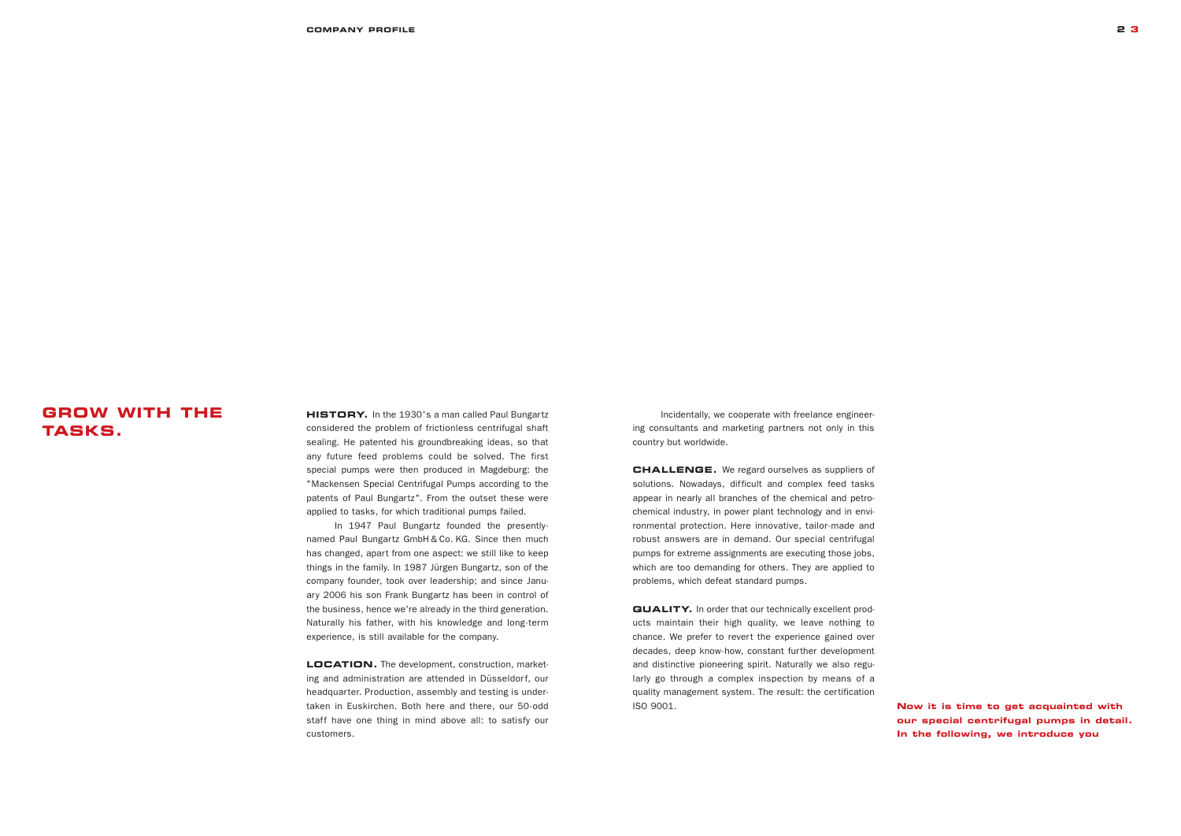# GROW WITH THE TASKS.

**HISTORY.** In the 1930's a man called Paul Bungartz considered the problem of frictionless centrifugal shaft sealing. He patented his groundbreaking ideas, so that any future feed problems could be solved. The first special pumps were then produced in Magdeburg: the "Mackensen Special Centrifugal Pumps according to the patents of Paul Bungartz". From the outset these were applied to tasks, for which traditional pumps failed.

In 1947 Paul Bungartz founded the presently-named Paul Bungartz GmbH & Co. KG. Since then much has changed, apart from one aspect: we still like to keep things in the family. In 1987 Jürgen Bungartz, son of the company founder, took over leadership; and since January 2006 his son Frank Bungartz has been in control of the business, hence we're already in the third generation. Naturally his father, with his knowledge and long-term experience, is still available for the company.

**LOCATION.** The development, construction, marketing and administration are attended in Düsseldorf, our headquarter. Production, assembly and testing is undertaken in Euskirchen. Both here and there, our 50-odd staff have one thing in mind above all: to satisfy our customers.

Incidentally, we cooperate with freelance engineering consultants and marketing partners not only in this country but worldwide.

**CHALLENGE.** We regard ourselves as suppliers of solutions. Nowadays, difficult and complex feed tasks appear in nearly all branches of the chemical and petrochemical industry, in power plant technology and in environmental protection. Here innovative, tailor-made and robust answers are in demand. Our special centrifugal pumps for extreme assignments are executing those jobs, which are too demanding for others. They are applied to problems, which defeat standard pumps.

**QUALITY.** In order that our technically excellent products maintain their high quality, we leave nothing to chance. We prefer to revert the experience gained over decades, deep know-how, constant further development and distinctive pioneering spirit. Naturally we also regularly go through a complex inspection by means of a quality management system. The result: the certification ISO 9001.

**Now it is time to get acquainted with our special centrifugal pumps in detail. In the following, we introduce you**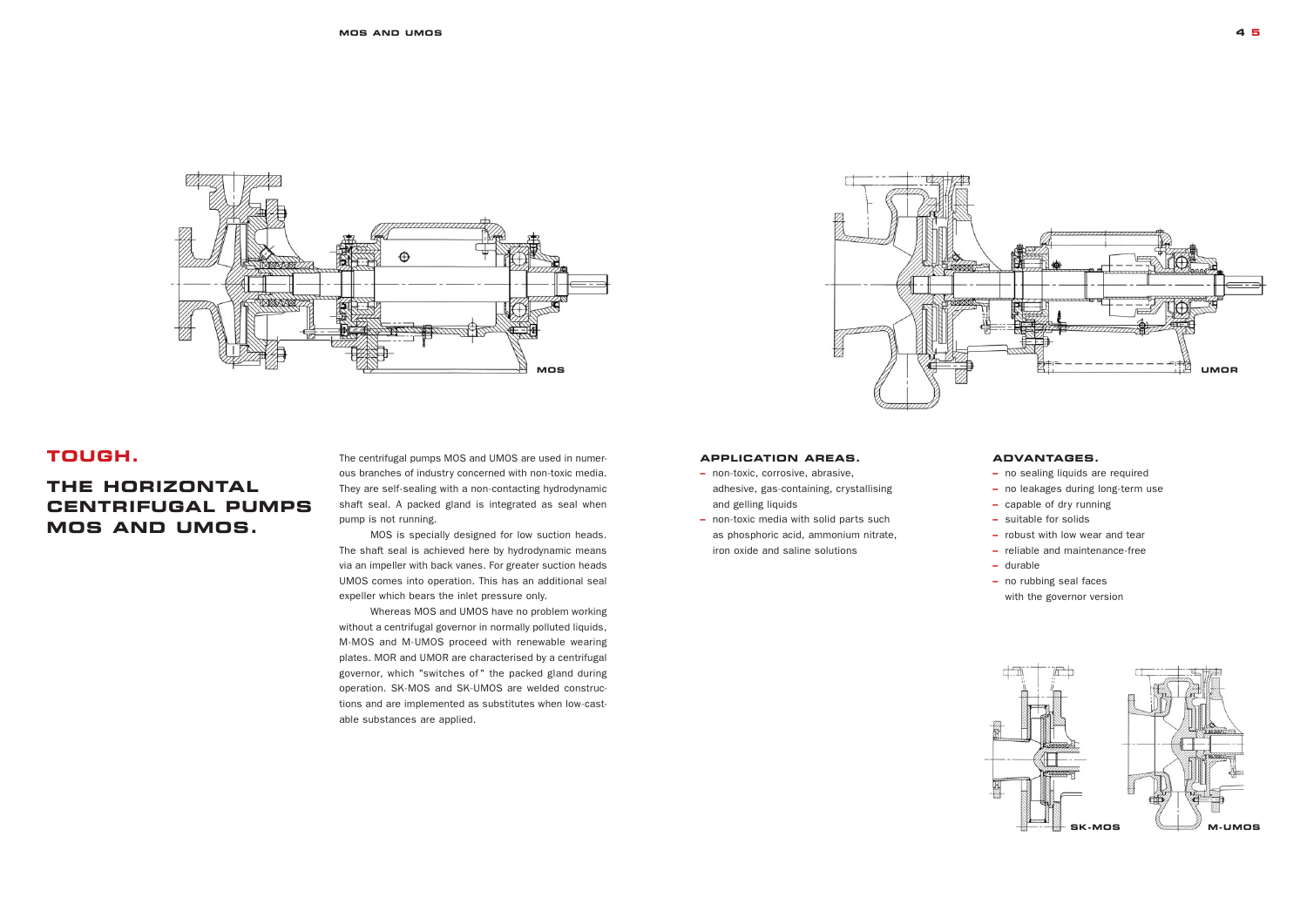MOS

UMOR

# TOUGH.

## THE HORIZONTAL CENTRIFUGAL PUMPS MOS AND UMOS.

The centrifugal pumps MOS and UMOS are used in numerous branches of industry concerned with non-toxic media. They are self-sealing with a non-contacting hydrodynamic shaft seal. A packed gland is integrated as seal when pump is not running.

MOS is specially designed for low suction heads. The shaft seal is achieved here by hydrodynamic means via an impeller with back vanes. For greater suction heads UMOS comes into operation. This has an additional seal expeller which bears the inlet pressure only.

Whereas MOS and UMOS have no problem working without a centrifugal governor in normally polluted liquids, M-MOS and M-UMOS proceed with renewable wearing plates. MOR and UMOR are characterised by a centrifugal governor, which "switches of" the packed gland during operation. SK-MOS and SK-UMOS are welded constructions and are implemented as substitutes when low-castable substances are applied.

### APPLICATION AREAS.

- non-toxic, corrosive, abrasive, adhesive, gas-containing, crystallising and gelling liquids
- non-toxic media with solid parts such as phosphoric acid, ammonium nitrate, iron oxide and saline solutions

### ADVANTAGES.

- no sealing liquids are required
- no leakages during long-term use
- capable of dry running
- suitable for solids
- robust with low wear and tear
- reliable and maintenance-free
- durable
- no rubbing seal faces with the governor version

SK-MOS

M-UMOS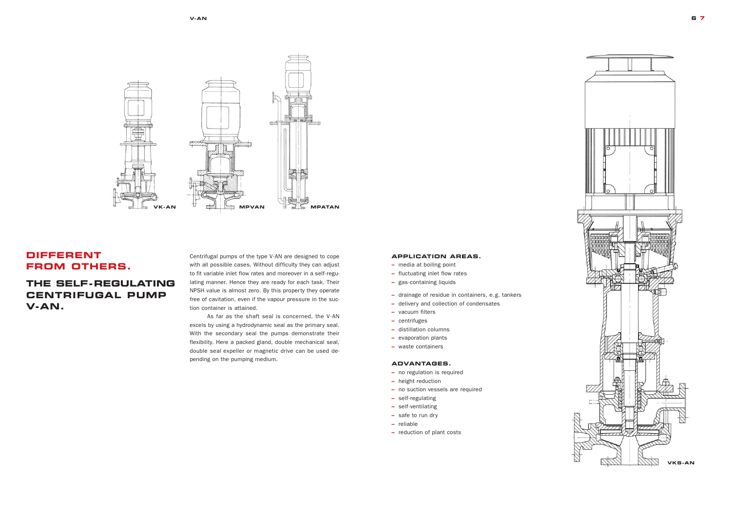VK-AN

MPVAN

MPATAN

# DIFFERENT FROM OTHERS.

## THE SELF-REGULATING CENTRIFUGAL PUMP V-AN.

Centrifugal pumps of the type V-AN are designed to cope with all possible cases. Without difficulty they can adjust to fit variable inlet flow rates and moreover in a self-regulating manner. Hence they are ready for each task. Their NPSH value is almost zero. By this property they operate free of cavitation, even if the vapour pressure in the suction container is attained.

As far as the shaft seal is concerned, the V-AN excels by using a hydrodynamic seal as the primary seal. With the secondary seal the pumps demonstrate their flexibility. Here a packed gland, double mechanical seal, double seal expeller or magnetic drive can be used depending on the pumping medium.

### APPLICATION AREAS.

- media at boiling point
- fluctuating inlet flow rates
- gas-containing liquids

- drainage of residue in containers, e.g. tankers
- delivery and collection of condensates
- vacuum filters
- centrifuges
- distillation columns
- evaporation plants
- waste containers

### ADVANTAGES.

- no regulation is required
- height reduction
- no suction vessels are required
- self-regulating
- self-ventilating
- safe to run dry
- reliable
- reduction of plant costs

VKS-AN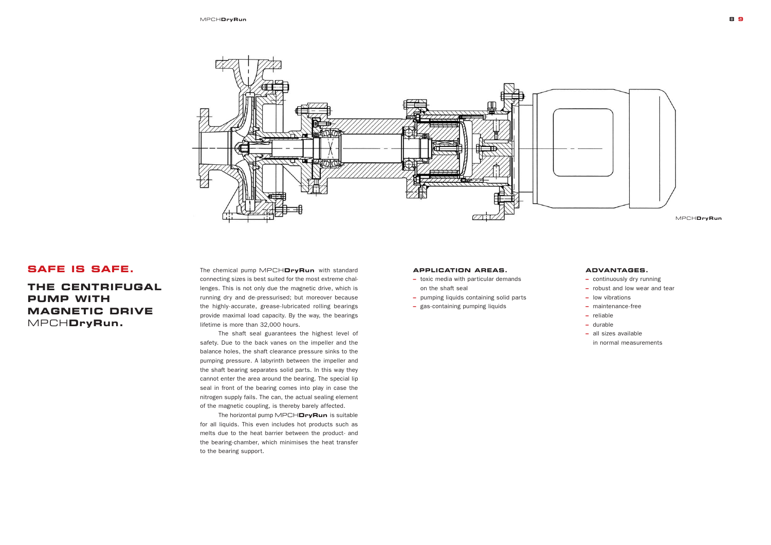## SAFE IS SAFE.

## THE CENTRIFUGAL PUMP WITH MAGNETIC DRIVE MPCH**DryRun**.

The chemical pump MPCH**DryRun** with standard connecting sizes is best suited for the most extreme challenges. This is not only due the magnetic drive, which is running dry and de-pressurised; but moreover because the highly-accurate, grease-lubricated rolling bearings provide maximal load capacity. By the way, the bearings lifetime is more than 32,000 hours.

The shaft seal guarantees the highest level of safety. Due to the back vanes on the impeller and the balance holes, the shaft clearance pressure sinks to the pumping pressure. A labyrinth between the impeller and the shaft bearing separates solid parts. In this way they cannot enter the area around the bearing. The special lip seal in front of the bearing comes into play in case the nitrogen supply fails. The can, the actual sealing element of the magnetic coupling, is thereby barely affected.

The horizontal pump MPCH**DryRun** is suitable for all liquids. This even includes hot products such as melts due to the heat barrier between the product- and the bearing-chamber, which minimises the heat transfer to the bearing support.

### APPLICATION AREAS.

- toxic media with particular demands on the shaft seal
- pumping liquids containing solid parts
- gas-containing pumping liquids

### ADVANTAGES.

- continuously dry running
- robust and low wear and tear
- low vibrations
- maintenance-free
- reliable
- durable
- all sizes available in normal measurements

MPCH**DryRun**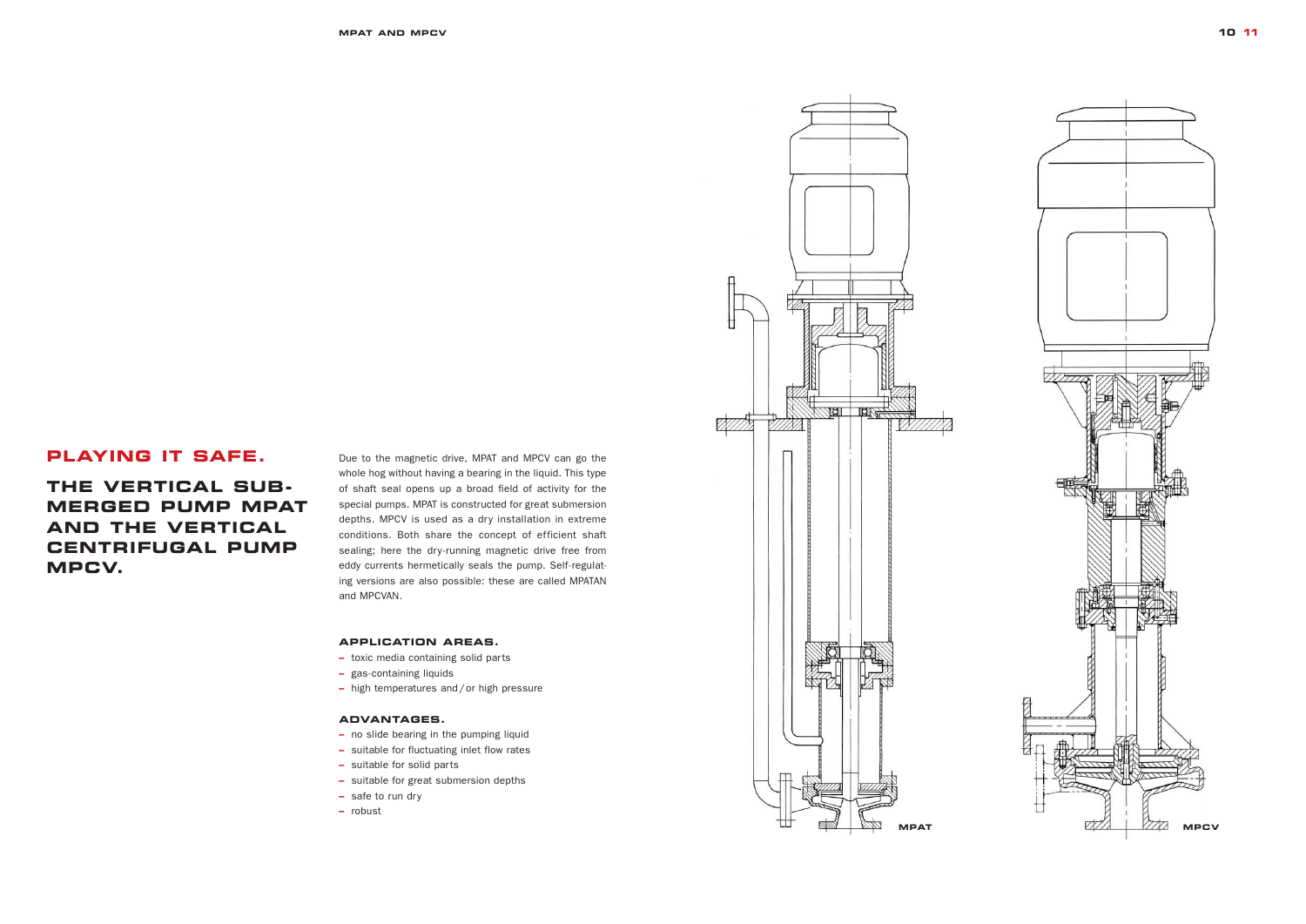# PLAYING IT SAFE.

## THE VERTICAL SUBMERGED PUMP MPAT AND THE VERTICAL CENTRIFUGAL PUMP MPCV.

Due to the magnetic drive, MPAT and MPCV can go the whole hog without having a bearing in the liquid. This type of shaft seal opens up a broad field of activity for the special pumps. MPAT is constructed for great submersion depths. MPCV is used as a dry installation in extreme conditions. Both share the concept of efficient shaft sealing; here the dry-running magnetic drive free from eddy currents hermetically seals the pump. Self-regulating versions are also possible: these are called MPATAN and MPCVAN.

### APPLICATION AREAS.

- toxic media containing solid parts
- gas-containing liquids
- high temperatures and / or high pressure

### ADVANTAGES.

- no slide bearing in the pumping liquid
- suitable for fluctuating inlet flow rates
- suitable for solid parts
- suitable for great submersion depths
- safe to run dry
- robust

MPAT

MPCV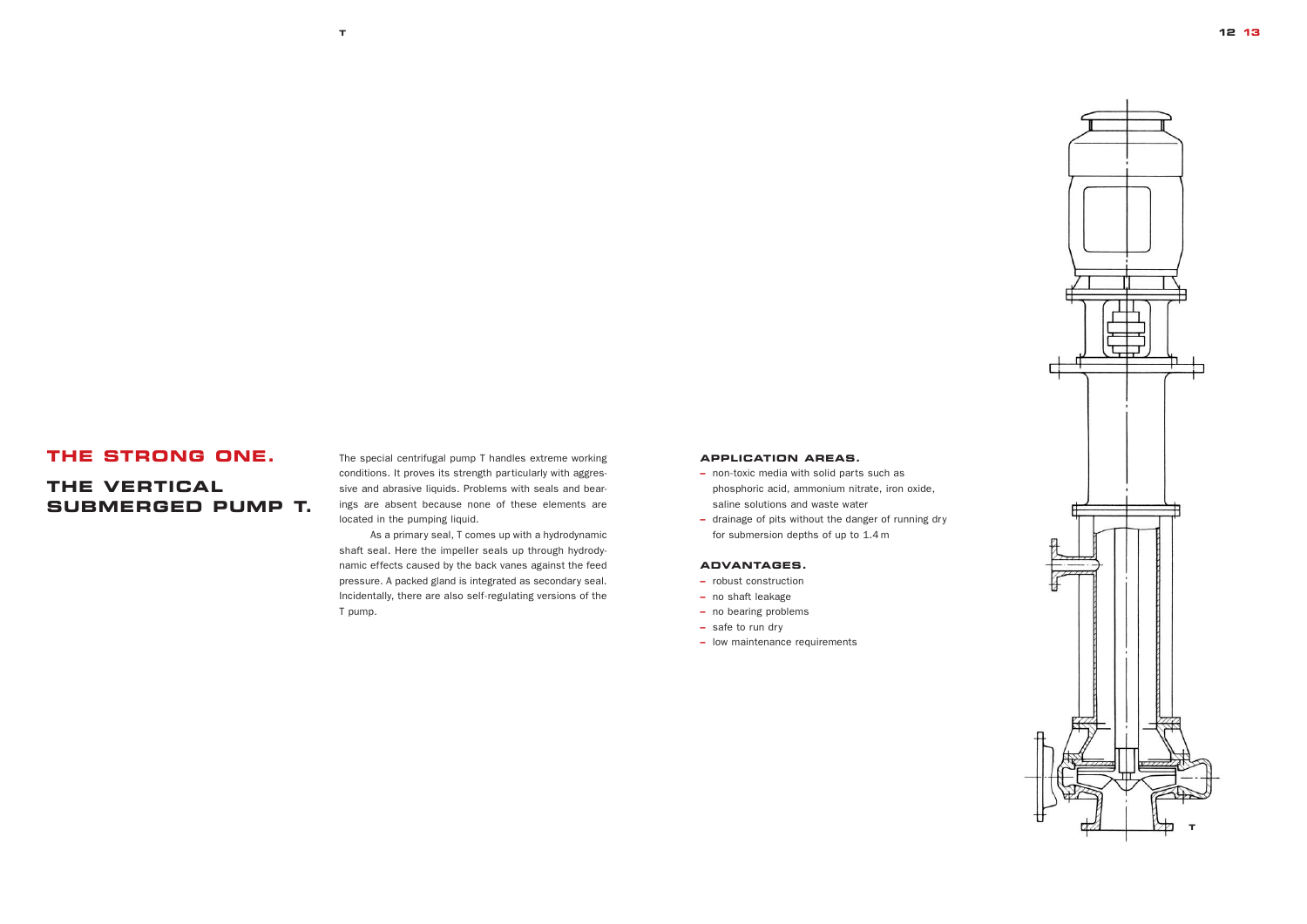# THE STRONG ONE.

## THE VERTICAL SUBMERGED PUMP T.

The special centrifugal pump T handles extreme working conditions. It proves its strength particularly with aggressive and abrasive liquids. Problems with seals and bearings are absent because none of these elements are located in the pumping liquid.

As a primary seal, T comes up with a hydrodynamic shaft seal. Here the impeller seals up through hydrodynamic effects caused by the back vanes against the feed pressure. A packed gland is integrated as secondary seal. Incidentally, there are also self-regulating versions of the T pump.

### APPLICATION AREAS.

- non-toxic media with solid parts such as phosphoric acid, ammonium nitrate, iron oxide, saline solutions and waste water
- drainage of pits without the danger of running dry for submersion depths of up to 1.4 m

### ADVANTAGES.

- robust construction
- no shaft leakage
- no bearing problems
- safe to run dry
- low maintenance requirements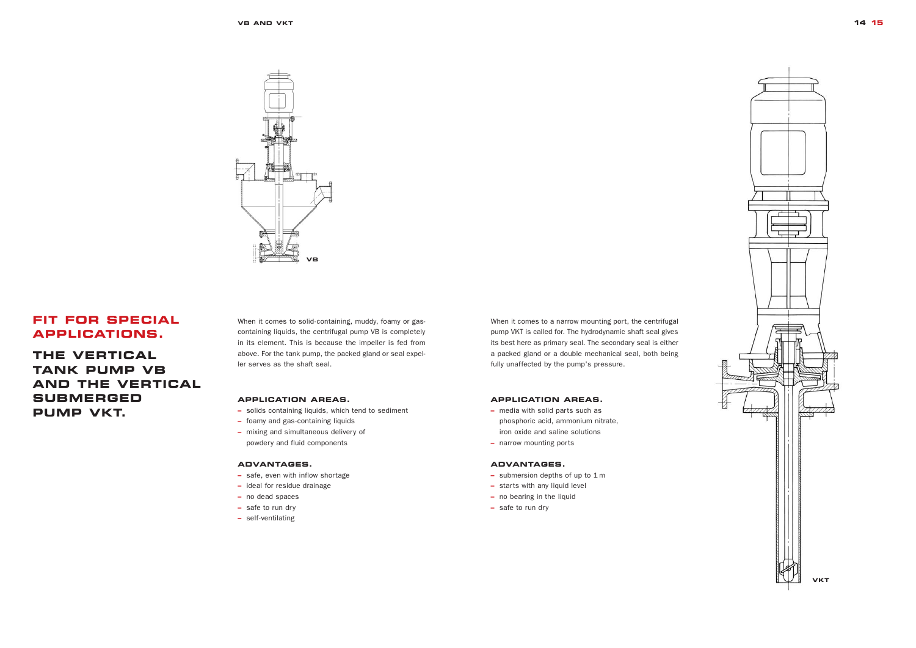# FIT FOR SPECIAL APPLICATIONS.

## THE VERTICAL TANK PUMP VB AND THE VERTICAL SUBMERGED PUMP VKT.

VB

When it comes to solid-containing, muddy, foamy or gas-containing liquids, the centrifugal pump VB is completely in its element. This is because the impeller is fed from above. For the tank pump, the packed gland or seal expeller serves as the shaft seal.

### APPLICATION AREAS.

- solids containing liquids, which tend to sediment
- foamy and gas-containing liquids
- mixing and simultaneous delivery of powdery and fluid components

### ADVANTAGES.

- safe, even with inflow shortage
- ideal for residue drainage
- no dead spaces
- safe to run dry
- self-ventilating

When it comes to a narrow mounting port, the centrifugal pump VKT is called for. The hydrodynamic shaft seal gives its best here as primary seal. The secondary seal is either a packed gland or a double mechanical seal, both being fully unaffected by the pump's pressure.

### APPLICATION AREAS.

- media with solid parts such as phosphoric acid, ammonium nitrate, iron oxide and saline solutions
- narrow mounting ports

### ADVANTAGES.

- submersion depths of up to 1 m
- starts with any liquid level
- no bearing in the liquid
- safe to run dry

VKT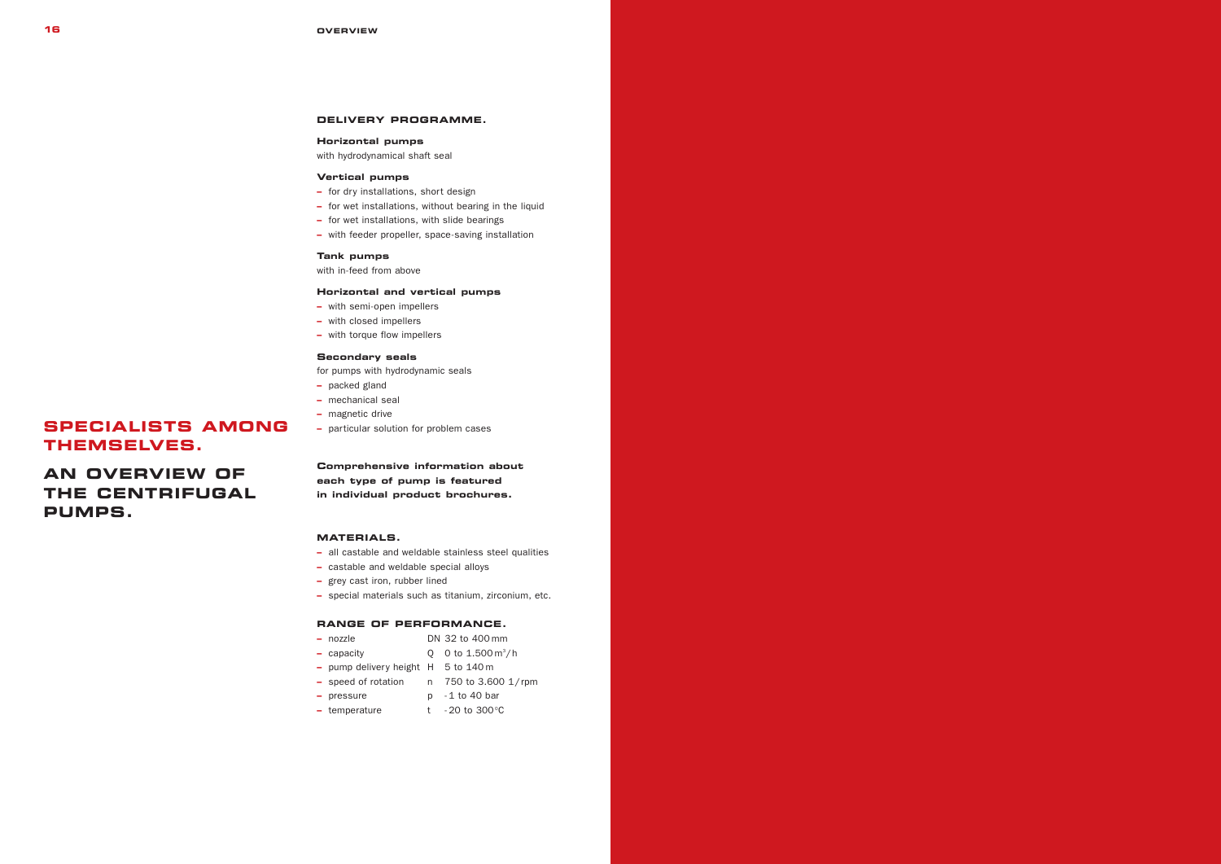# SPECIALISTS AMONG THEMSELVES.

## AN OVERVIEW OF THE CENTRIFUGAL PUMPS.

### DELIVERY PROGRAMME.

**Horizontal pumps**
with hydrodynamical shaft seal

**Vertical pumps**
- for dry installations, short design
- for wet installations, without bearing in the liquid
- for wet installations, with slide bearings
- with feeder propeller, space-saving installation

**Tank pumps**
with in-feed from above

**Horizontal and vertical pumps**
- with semi-open impellers
- with closed impellers
- with torque flow impellers

**Secondary seals**
for pumps with hydrodynamic seals
- packed gland
- mechanical seal
- magnetic drive
- particular solution for problem cases

**Comprehensive information about each type of pump is featured in individual product brochures.**

### MATERIALS.

- all castable and weldable stainless steel qualities
- castable and weldable special alloys
- grey cast iron, rubber lined
- special materials such as titanium, zirconium, etc.

### RANGE OF PERFORMANCE.

| | | |
|---|---|---|
| – nozzle | DN | 32 to 400 mm |
| – capacity | Q | 0 to 1.500 $m^3/h$ |
| – pump delivery height | H | 5 to 140 m |
| – speed of rotation | n | 750 to 3.600 1/rpm |
| – pressure | p | -1 to 40 bar |
| – temperature | t | -20 to 300°C |